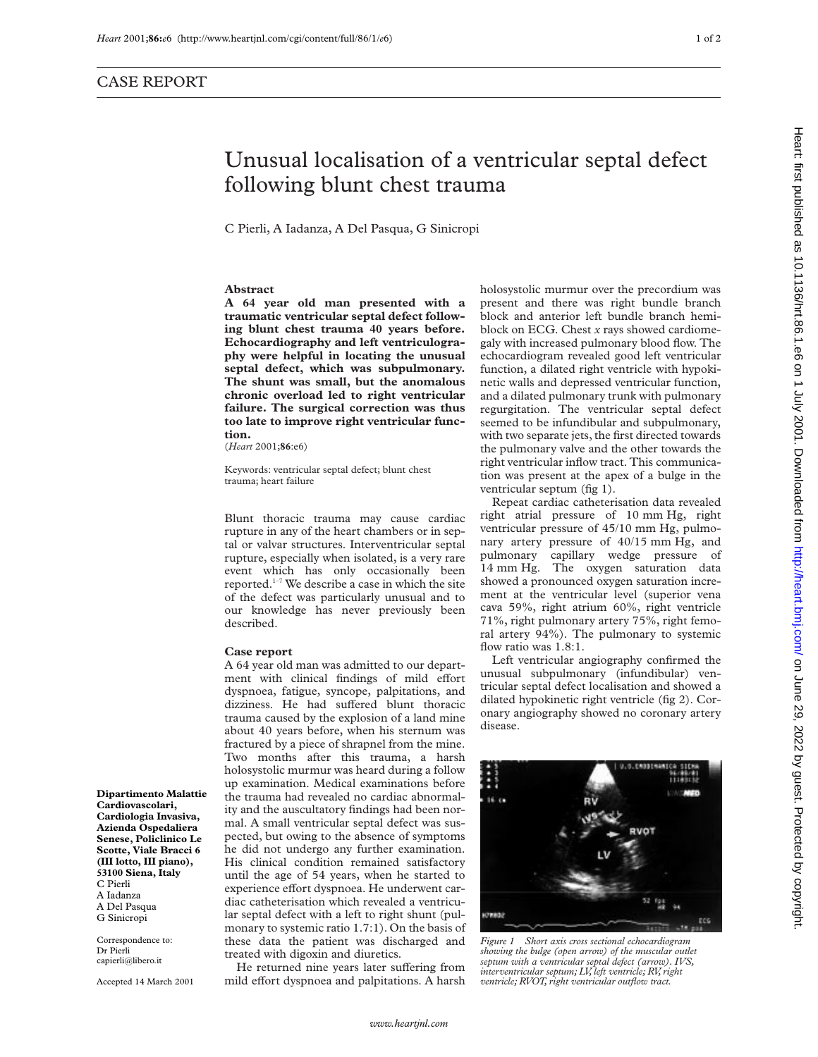CASE REPORT

# Unusual localisation of a ventricular septal defect following blunt chest trauma

C Pierli, A Iadanza, A Del Pasqua, G Sinicropi

## Abstract

**A 64 year old man presented with a traumatic ventricular septal defect following blunt chest trauma 40 years before. Echocardiography and left ventriculography were helpful in locating the unusual septal defect, which was subpulmonary. The shunt was small, but the anomalous chronic overload led to right ventricular failure. The surgical correction was thus too late to improve right ventricular function.**

(*Heart* 2001;**86**:e6)

Keywords: ventricular septal defect; blunt chest trauma; heart failure

Blunt thoracic trauma may cause cardiac rupture in any of the heart chambers or in septal or valvar structures. Interventricular septal rupture, especially when isolated, is a very rare event which has only occasionally been reported.[1–7] We describe a case in which the site of the defect was particularly unusual and to our knowledge has never previously been described.

## Case report

A 64 year old man was admitted to our department with clinical findings of mild effort dyspnoea, fatigue, syncope, palpitations, and dizziness. He had suffered blunt thoracic trauma caused by the explosion of a land mine about 40 years before, when his sternum was fractured by a piece of shrapnel from the mine. Two months after this trauma, a harsh holosystolic murmur was heard during a follow up examination. Medical examinations before the trauma had revealed no cardiac abnormality and the auscultatory findings had been normal. A small ventricular septal defect was suspected, but owing to the absence of symptoms he did not undergo any further examination. His clinical condition remained satisfactory until the age of 54 years, when he started to experience effort dyspnoea. He underwent cardiac catheterisation which revealed a ventricular septal defect with a left to right shunt (pulmonary to systemic ratio 1.7:1). On the basis of these data the patient was discharged and treated with digoxin and diuretics.

He returned nine years later suffering from mild effort dyspnoea and palpitations. A harsh holosystolic murmur over the precordium was present and there was right bundle branch block and anterior left bundle branch hemiblock on ECG. Chest *x* rays showed cardiomegaly with increased pulmonary blood flow. The echocardiogram revealed good left ventricular function, a dilated right ventricle with hypokinetic walls and depressed ventricular function, and a dilated pulmonary trunk with pulmonary regurgitation. The ventricular septal defect seemed to be infundibular and subpulmonary, with two separate jets, the first directed towards the pulmonary valve and the other towards the right ventricular inflow tract. This communication was present at the apex of a bulge in the ventricular septum (fig 1).

Repeat cardiac catheterisation data revealed right atrial pressure of 10 mm Hg, right ventricular pressure of 45/10 mm Hg, pulmonary artery pressure of 40/15 mm Hg, and pulmonary capillary wedge pressure of 14 mm Hg. The oxygen saturation data showed a pronounced oxygen saturation increment at the ventricular level (superior vena cava 59%, right atrium 60%, right ventricle 71%, right pulmonary artery 75%, right femoral artery 94%). The pulmonary to systemic flow ratio was 1.8:1.

Left ventricular angiography confirmed the unusual subpulmonary (infundibular) ventricular septal defect localisation and showed a dilated hypokinetic right ventricle (fig 2). Coronary angiography showed no coronary artery disease.

*Figure 1 Short axis cross sectional echocardiogram showing the bulge (open arrow) of the muscular outlet septum with a ventricular septal defect (arrow). IVS, interventricular septum; LV, left ventricle; RV, right ventricle; RVOT, right ventricular outflow tract.*

**Dipartimento Malattie Cardiovascolari, Cardiologia Invasiva, Azienda Ospedaliera Senese, Policlinico Le Scotte, Viale Bracci 6 (III lotto, III piano), 53100 Siena, Italy**
C Pierli
A Iadanza
A Del Pasqua
G Sinicropi

Correspondence to:
Dr Pierli
capierli@libero.it

Accepted 14 March 2001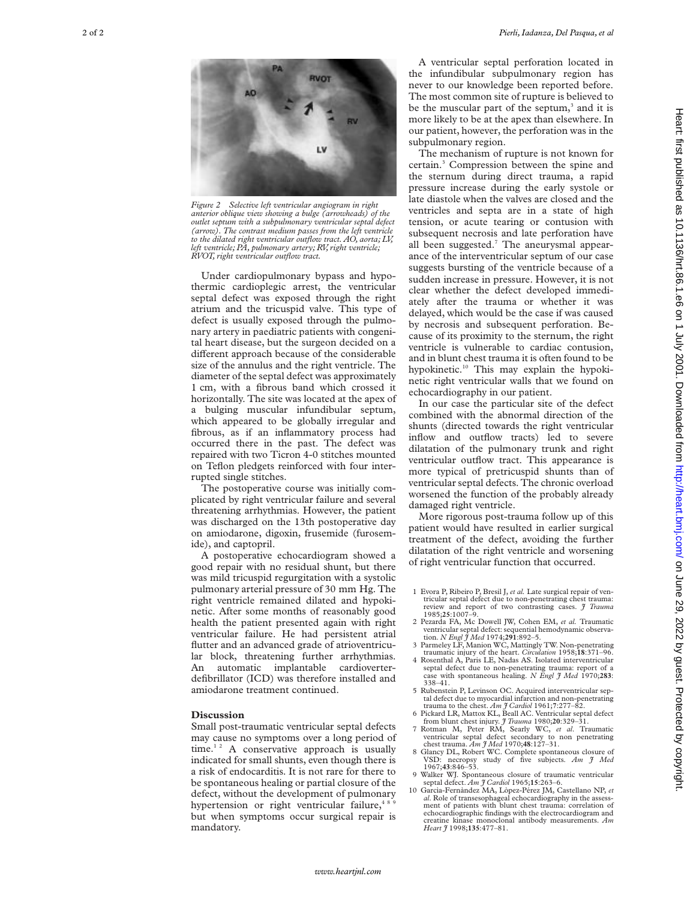Figure 2 Selective left ventricular angiogram in right anterior oblique view showing a bulge (arrowheads) of the outlet septum with a subpulmonary ventricular septal defect (arrow). The contrast medium passes from the left ventricle to the dilated right ventricular outflow tract. AO, aorta; LV, left ventricle; PA, pulmonary artery; RV, right ventricle; RVOT, right ventricular outflow tract.

Under cardiopulmonary bypass and hypothermic cardioplegic arrest, the ventricular septal defect was exposed through the right atrium and the tricuspid valve. This type of defect is usually exposed through the pulmonary artery in paediatric patients with congenital heart disease, but the surgeon decided on a different approach because of the considerable size of the annulus and the right ventricle. The diameter of the septal defect was approximately 1 cm, with a fibrous band which crossed it horizontally. The site was located at the apex of a bulging muscular infundibular septum, which appeared to be globally irregular and fibrous, as if an inflammatory process had occurred there in the past. The defect was repaired with two Ticron 4-0 stitches mounted on Teflon pledgets reinforced with four interrupted single stitches.

The postoperative course was initially complicated by right ventricular failure and several threatening arrhythmias. However, the patient was discharged on the 13th postoperative day on amiodarone, digoxin, frusemide (furosemide), and captopril.

A postoperative echocardiogram showed a good repair with no residual shunt, but there was mild tricuspid regurgitation with a systolic pulmonary arterial pressure of 30 mm Hg. The right ventricle remained dilated and hypokinetic. After some months of reasonably good health the patient presented again with right ventricular failure. He had persistent atrial flutter and an advanced grade of atrioventricular block, threatening further arrhythmias. An automatic implantable cardioverter-defibrillator (ICD) was therefore installed and amiodarone treatment continued.

## Discussion

Small post-traumatic ventricular septal defects may cause no symptoms over a long period of time.[1 2] A conservative approach is usually indicated for small shunts, even though there is a risk of endocarditis. It is not rare for there to be spontaneous healing or partial closure of the defect, without the development of pulmonary hypertension or right ventricular failure,[4 8 9] but when symptoms occur surgical repair is mandatory.

A ventricular septal perforation located in the infundibular subpulmonary region has never to our knowledge been reported before. The most common site of rupture is believed to be the muscular part of the septum,[3] and it is more likely to be at the apex than elsewhere. In our patient, however, the perforation was in the subpulmonary region.

The mechanism of rupture is not known for certain.[3] Compression between the spine and the sternum during direct trauma, a rapid pressure increase during the early systole or late diastole when the valves are closed and the ventricles and septa are in a state of high tension, or acute tearing or contusion with subsequent necrosis and late perforation have all been suggested.[7] The aneurysmal appearance of the interventricular septum of our case suggests bursting of the ventricle because of a sudden increase in pressure. However, it is not clear whether the defect developed immediately after the trauma or whether it was delayed, which would be the case if was caused by necrosis and subsequent perforation. Because of its proximity to the sternum, the right ventricle is vulnerable to cardiac contusion, and in blunt chest trauma it is often found to be hypokinetic.[10] This may explain the hypokinetic right ventricular walls that we found on echocardiography in our patient.

In our case the particular site of the defect combined with the abnormal direction of the shunts (directed towards the right ventricular inflow and outflow tracts) led to severe dilatation of the pulmonary trunk and right ventricular outflow tract. This appearance is more typical of pretricuspid shunts than of ventricular septal defects. The chronic overload worsened the function of the probably already damaged right ventricle.

More rigorous post-trauma follow up of this patient would have resulted in earlier surgical treatment of the defect, avoiding the further dilatation of the right ventricle and worsening of right ventricular function that occurred.

1 Evora P, Ribeiro P, Bresil J, *et al.* Late surgical repair of ventricular septal defect due to non-penetrating chest trauma: review and report of two contrasting cases. *J Trauma* 1985;**25**:1007–9.
2 Pezarda FA, Mc Dowell JW, Cohen EM, *et al.* Traumatic ventricular septal defect: sequential hemodynamic observation. *N Engl J Med* 1974;**291**:892–5.
3 Parmeley LF, Manion WC, Mattingly TW. Non-penetrating traumatic injury of the heart. *Circulation* 1958;**18**:371–96.
4 Rosenthal A, Paris LE, Nadas AS. Isolated interventricular septal defect due to non-penetrating trauma: report of a case with spontaneous healing. *N Engl J Med* 1970;**283**: 338–41.
5 Rubenstein P, Levinson OC. Acquired interventricular septal defect due to myocardial infarction and non-penetrating trauma to the chest. *Am J Cardiol* 1961;**7**:277–82.
6 Pickard LR, Mattox KL, Beall AC. Ventricular septal defect from blunt chest injury. *J Trauma* 1980;**20**:329–31.
7 Rotman M, Peter RM, Searly WC, *et al.* Traumatic ventricular septal defect secondary to non penetrating chest trauma. *Am J Med* 1970;**48**:127–31.
8 Glancy DL, Robert WC. Complete spontaneous closure of VSD: necropsy study of five subjects. *Am J Med* 1967;**43**:846–53.
9 Walker WJ. Spontaneous closure of traumatic ventricular septal defect. *Am J Cardiol* 1965;**15**:263–6.
10 Garcia-Fernàndez MA, Lòpez-Pérez JM, Castellano NP, *et al.* Role of transesophageal echocardiography in the assessment of patients with blunt chest trauma: correlation of echocardiographic findings with the electrocardiogram and creatine kinase monoclonal antibody measurements. *Am Heart J* 1998;**135**:477–81.